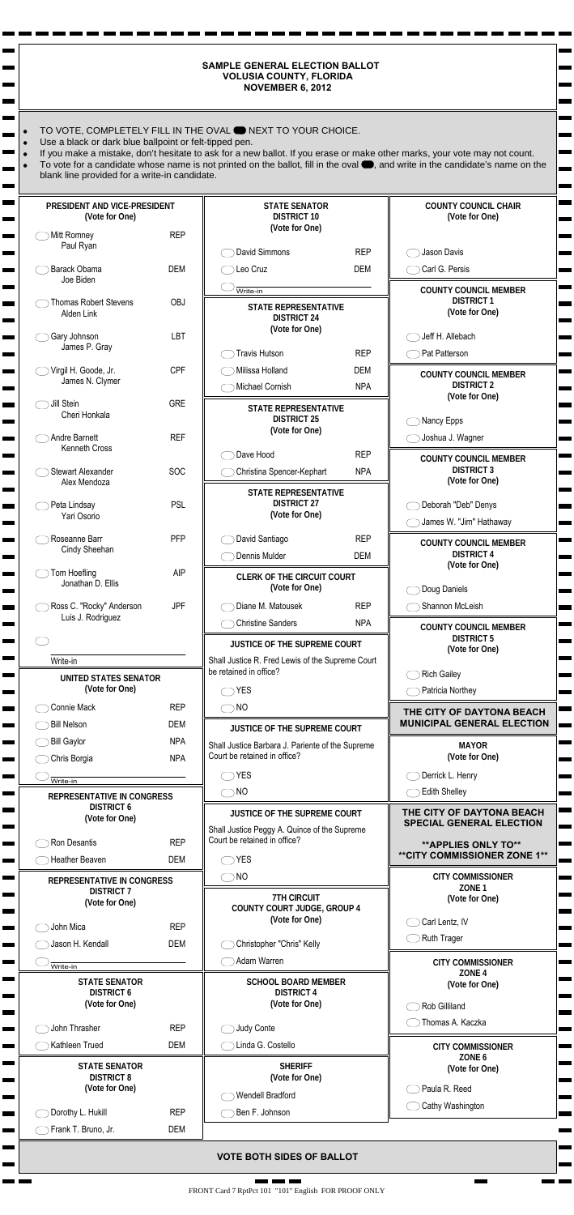# SAMPLE GENERAL ELECTION BALLOT
## VOLUSIA COUNTY, FLORIDA
## NOVEMBER 6, 2012

- TO VOTE, COMPLETELY FILL IN THE OVAL NEXT TO YOUR CHOICE.
- Use a black or dark blue ballpoint or felt-tipped pen.
- If you make a mistake, don't hesitate to ask for a new ballot. If you erase or make other marks, your vote may not count.
- To vote for a candidate whose name is not printed on the ballot, fill in the oval, and write in the candidate's name on the blank line provided for a write-in candidate.

### PRESIDENT AND VICE-PRESIDENT
(Vote for One)

- Mitt Romney / Paul Ryan — REP
- Barack Obama / Joe Biden — DEM
- Thomas Robert Stevens / Alden Link — OBJ
- Gary Johnson / James P. Gray — LBT
- Virgil H. Goode, Jr. / James N. Clymer — CPF
- Jill Stein / Cheri Honkala — GRE
- Andre Barnett / Kenneth Cross — REF
- Stewart Alexander / Alex Mendoza — SOC
- Peta Lindsay / Yari Osorio — PSL
- Roseanne Barr / Cindy Sheehan — PFP
- Tom Hoefling / Jonathan D. Ellis — AIP
- Ross C. "Rocky" Anderson / Luis J. Rodriguez — JPF
- Write-in

### UNITED STATES SENATOR
(Vote for One)

- Connie Mack — REP
- Bill Nelson — DEM
- Bill Gaylor — NPA
- Chris Borgia — NPA
- Write-in

### REPRESENTATIVE IN CONGRESS DISTRICT 6
(Vote for One)

- Ron Desantis — REP
- Heather Beaven — DEM

### REPRESENTATIVE IN CONGRESS DISTRICT 7
(Vote for One)

- John Mica — REP
- Jason H. Kendall — DEM
- Write-in

### STATE SENATOR DISTRICT 6
(Vote for One)

- John Thrasher — REP
- Kathleen Trued — DEM

### STATE SENATOR DISTRICT 8
(Vote for One)

- Dorothy L. Hukill — REP
- Frank T. Bruno, Jr. — DEM

### STATE SENATOR DISTRICT 10
(Vote for One)

- David Simmons — REP
- Leo Cruz — DEM
- Write-in

### STATE REPRESENTATIVE DISTRICT 24
(Vote for One)

- Travis Hutson — REP
- Milissa Holland — DEM
- Michael Cornish — NPA

### STATE REPRESENTATIVE DISTRICT 25
(Vote for One)

- Dave Hood — REP
- Christina Spencer-Kephart — NPA

### STATE REPRESENTATIVE DISTRICT 27
(Vote for One)

- David Santiago — REP
- Dennis Mulder — DEM

### CLERK OF THE CIRCUIT COURT
(Vote for One)

- Diane M. Matousek — REP
- Christine Sanders — NPA

### JUSTICE OF THE SUPREME COURT

Shall Justice R. Fred Lewis of the Supreme Court be retained in office?

- YES
- NO

### JUSTICE OF THE SUPREME COURT

Shall Justice Barbara J. Pariente of the Supreme Court be retained in office?

- YES
- NO

### JUSTICE OF THE SUPREME COURT

Shall Justice Peggy A. Quince of the Supreme Court be retained in office?

- YES
- NO

### 7TH CIRCUIT COUNTY COURT JUDGE, GROUP 4
(Vote for One)

- Christopher "Chris" Kelly
- Adam Warren

### SCHOOL BOARD MEMBER DISTRICT 4
(Vote for One)

- Judy Conte
- Linda G. Costello

### SHERIFF
(Vote for One)

- Wendell Bradford
- Ben F. Johnson

### COUNTY COUNCIL CHAIR
(Vote for One)

- Jason Davis
- Carl G. Persis

### COUNTY COUNCIL MEMBER DISTRICT 1
(Vote for One)

- Jeff H. Allebach
- Pat Patterson

### COUNTY COUNCIL MEMBER DISTRICT 2
(Vote for One)

- Nancy Epps
- Joshua J. Wagner

### COUNTY COUNCIL MEMBER DISTRICT 3
(Vote for One)

- Deborah "Deb" Denys
- James W. "Jim" Hathaway

### COUNTY COUNCIL MEMBER DISTRICT 4
(Vote for One)

- Doug Daniels
- Shannon McLeish

### COUNTY COUNCIL MEMBER DISTRICT 5
(Vote for One)

- Rich Gailey
- Patricia Northey

## THE CITY OF DAYTONA BEACH MUNICIPAL GENERAL ELECTION

### MAYOR
(Vote for One)

- Derrick L. Henry
- Edith Shelley

## THE CITY OF DAYTONA BEACH SPECIAL GENERAL ELECTION

**APPLIES ONLY TO**
**CITY COMMISSIONER ZONE 1**

### CITY COMMISSIONER ZONE 1
(Vote for One)

- Carl Lentz, IV
- Ruth Trager

### CITY COMMISSIONER ZONE 4
(Vote for One)

- Rob Gilliland
- Thomas A. Kaczka

### CITY COMMISSIONER ZONE 6
(Vote for One)

- Paula R. Reed
- Cathy Washington

**VOTE BOTH SIDES OF BALLOT**

FRONT Card 7 RptPct 101 "101" English FOR PROOF ONLY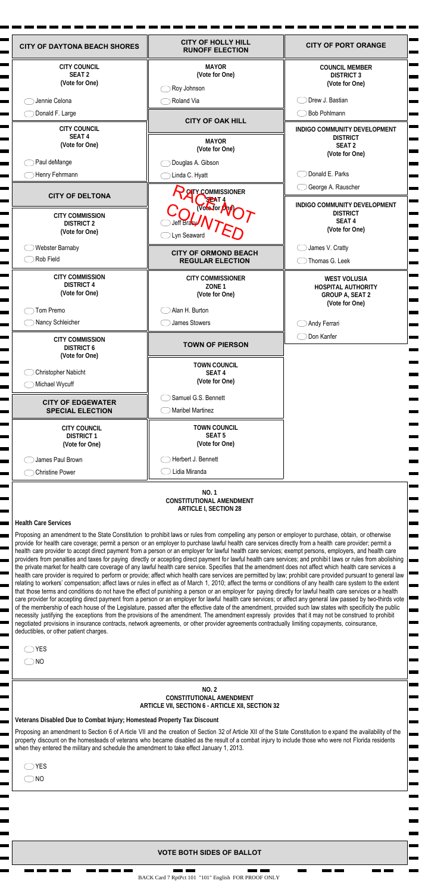## CITY OF DAYTONA BEACH SHORES

**CITY COUNCIL**
**SEAT 2**
**(Vote for One)**

- Jennie Celona
- Donald F. Large

**CITY COUNCIL**
**SEAT 4**
**(Vote for One)**

- Paul deMange
- Henry Fehrmann

## CITY OF DELTONA

**CITY COMMISSION**
**DISTRICT 2**
**(Vote for One)**

- Webster Barnaby
- Rob Field

**CITY COMMISSION**
**DISTRICT 4**
**(Vote for One)**

- Tom Premo
- Nancy Schleicher

**CITY COMMISSION**
**DISTRICT 6**
**(Vote for One)**

- Christopher Nabicht
- Michael Wycuff

## CITY OF EDGEWATER SPECIAL ELECTION

**CITY COUNCIL**
**DISTRICT 1**
**(Vote for One)**

- James Paul Brown
- Christine Power

## CITY OF HOLLY HILL RUNOFF ELECTION

**MAYOR**
**(Vote for One)**

- Roy Johnson
- Roland Via

## CITY OF OAK HILL

**MAYOR**
**(Vote for One)**

- Douglas A. Gibson
- Linda C. Hyatt

**CITY COMMISSIONER**
**SEAT 4**
**(Vote for One)**

RACE NOT COUNTED

- Jeff Brasu
- Lyn Seaward

## CITY OF ORMOND BEACH REGULAR ELECTION

**CITY COMMISSIONER**
**ZONE 1**
**(Vote for One)**

- Alan H. Burton
- James Stowers

## TOWN OF PIERSON

**TOWN COUNCIL**
**SEAT 4**
**(Vote for One)**

- Samuel G.S. Bennett
- Maribel Martinez

**TOWN COUNCIL**
**SEAT 5**
**(Vote for One)**

- Herbert J. Bennett
- Lidia Miranda

## CITY OF PORT ORANGE

**COUNCIL MEMBER**
**DISTRICT 3**
**(Vote for One)**

- Drew J. Bastian
- Bob Pohlmann

**INDIGO COMMUNITY DEVELOPMENT DISTRICT**
**SEAT 2**
**(Vote for One)**

- Donald E. Parks
- George A. Rauscher

**INDIGO COMMUNITY DEVELOPMENT DISTRICT**
**SEAT 4**
**(Vote for One)**

- James V. Cratty
- Thomas G. Leek

**WEST VOLUSIA HOSPITAL AUTHORITY**
**GROUP A, SEAT 2**
**(Vote for One)**

- Andy Ferrari
- Don Kanfer

---

**NO. 1**
**CONSTITUTIONAL AMENDMENT**
**ARTICLE I, SECTION 28**

**Health Care Services**

Proposing an amendment to the State Constitution to prohibit laws or rules from compelling any person or employer to purchase, obtain, or otherwise provide for health care coverage; permit a person or an employer to purchase lawful health care services directly from a health care provider; permit a health care provider to accept direct payment from a person or an employer for lawful health care services; exempt persons, employers, and health care providers from penalties and taxes for paying directly or accepting direct payment for lawful health care services; and prohibit laws or rules from abolishing the private market for health care coverage of any lawful health care service. Specifies that the amendment does not affect which health care services a health care provider is required to perform or provide; affect which health care services are permitted by law; prohibit care provided pursuant to general law relating to workers' compensation; affect laws or rules in effect as of March 1, 2010; affect the terms or conditions of any health care system to the extent that those terms and conditions do not have the effect of punishing a person or an employer for paying directly for lawful health care services or a health care provider for accepting direct payment from a person or an employer for lawful health care services; or affect any general law passed by two-thirds vote of the membership of each house of the Legislature, passed after the effective date of the amendment, provided such law states with specificity the public necessity justifying the exceptions from the provisions of the amendment. The amendment expressly provides that it may not be construed to prohibit negotiated provisions in insurance contracts, network agreements, or other provider agreements contractually limiting copayments, coinsurance, deductibles, or other patient charges.

- YES
- NO

**NO. 2**
**CONSTITUTIONAL AMENDMENT**
**ARTICLE VII, SECTION 6 - ARTICLE XII, SECTION 32**

**Veterans Disabled Due to Combat Injury; Homestead Property Tax Discount**

Proposing an amendment to Section 6 of Article VII and the creation of Section 32 of Article XII of the State Constitution to expand the availability of the property discount on the homesteads of veterans who became disabled as the result of a combat injury to include those who were not Florida residents when they entered the military and schedule the amendment to take effect January 1, 2013.

- YES
- NO

**VOTE BOTH SIDES OF BALLOT**

BACK Card 7 RptPct 101 "101" English FOR PROOF ONLY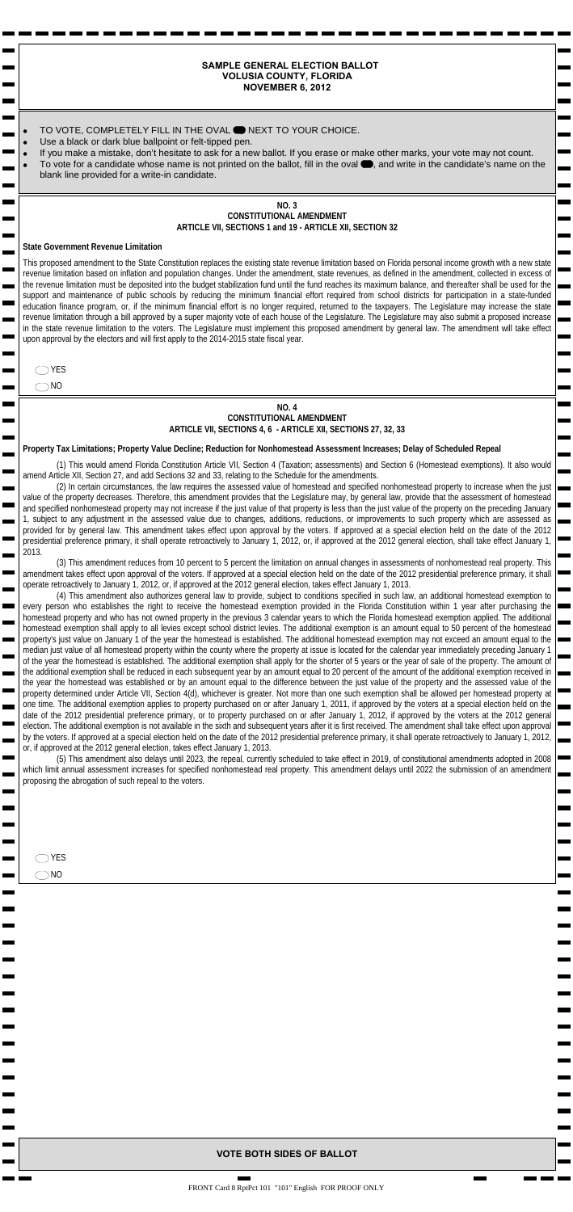**SAMPLE GENERAL ELECTION BALLOT**
**VOLUSIA COUNTY, FLORIDA**
**NOVEMBER 6, 2012**

- TO VOTE, COMPLETELY FILL IN THE OVAL ⬬ NEXT TO YOUR CHOICE.
- Use a black or dark blue ballpoint or felt-tipped pen.
- If you make a mistake, don't hesitate to ask for a new ballot. If you erase or make other marks, your vote may not count.
- To vote for a candidate whose name is not printed on the ballot, fill in the oval ⬬, and write in the candidate's name on the blank line provided for a write-in candidate.

**NO. 3**
**CONSTITUTIONAL AMENDMENT**
**ARTICLE VII, SECTIONS 1 and 19 - ARTICLE XII, SECTION 32**

**State Government Revenue Limitation**

This proposed amendment to the State Constitution replaces the existing state revenue limitation based on Florida personal income growth with a new state revenue limitation based on inflation and population changes. Under the amendment, state revenues, as defined in the amendment, collected in excess of the revenue limitation must be deposited into the budget stabilization fund until the fund reaches its maximum balance, and thereafter shall be used for the support and maintenance of public schools by reducing the minimum financial effort required from school districts for participation in a state-funded education finance program, or, if the minimum financial effort is no longer required, returned to the taxpayers. The Legislature may increase the state revenue limitation through a bill approved by a super majority vote of each house of the Legislature. The Legislature may also submit a proposed increase in the state revenue limitation to the voters. The Legislature must implement this proposed amendment by general law. The amendment will take effect upon approval by the electors and will first apply to the 2014-2015 state fiscal year.

◯ YES

◯ NO

**NO. 4**
**CONSTITUTIONAL AMENDMENT**
**ARTICLE VII, SECTIONS 4, 6 - ARTICLE XII, SECTIONS 27, 32, 33**

**Property Tax Limitations; Property Value Decline; Reduction for Nonhomestead Assessment Increases; Delay of Scheduled Repeal**

(1) This would amend Florida Constitution Article VII, Section 4 (Taxation; assessments) and Section 6 (Homestead exemptions). It also would amend Article XII, Section 27, and add Sections 32 and 33, relating to the Schedule for the amendments.

(2) In certain circumstances, the law requires the assessed value of homestead and specified nonhomestead property to increase when the just value of the property decreases. Therefore, this amendment provides that the Legislature may, by general law, provide that the assessment of homestead and specified nonhomestead property may not increase if the just value of that property is less than the just value of the property on the preceding January 1, subject to any adjustment in the assessed value due to changes, additions, reductions, or improvements to such property which are assessed as provided for by general law. This amendment takes effect upon approval by the voters. If approved at a special election held on the date of the 2012 presidential preference primary, it shall operate retroactively to January 1, 2012, or, if approved at the 2012 general election, shall take effect January 1, 2013.

(3) This amendment reduces from 10 percent to 5 percent the limitation on annual changes in assessments of nonhomestead real property. This amendment takes effect upon approval of the voters. If approved at a special election held on the date of the 2012 presidential preference primary, it shall operate retroactively to January 1, 2012, or, if approved at the 2012 general election, takes effect January 1, 2013.

(4) This amendment also authorizes general law to provide, subject to conditions specified in such law, an additional homestead exemption to every person who establishes the right to receive the homestead exemption provided in the Florida Constitution within 1 year after purchasing the homestead property and who has not owned property in the previous 3 calendar years to which the Florida homestead exemption applied. The additional homestead exemption shall apply to all levies except school district levies. The additional exemption is an amount equal to 50 percent of the homestead property's just value on January 1 of the year the homestead is established. The additional homestead exemption may not exceed an amount equal to the median just value of all homestead property within the county where the property at issue is located for the calendar year immediately preceding January 1 of the year the homestead is established. The additional exemption shall apply for the shorter of 5 years or the year of sale of the property. The amount of the additional exemption shall be reduced in each subsequent year by an amount equal to 20 percent of the amount of the additional exemption received in the year the homestead was established or by an amount equal to the difference between the just value of the property and the assessed value of the property determined under Article VII, Section 4(d), whichever is greater. Not more than one such exemption shall be allowed per homestead property at one time. The additional exemption applies to property purchased on or after January 1, 2011, if approved by the voters at a special election held on the date of the 2012 presidential preference primary, or to property purchased on or after January 1, 2012, if approved by the voters at the 2012 general election. The additional exemption is not available in the sixth and subsequent years after it is first received. The amendment shall take effect upon approval by the voters. If approved at a special election held on the date of the 2012 presidential preference primary, it shall operate retroactively to January 1, 2012, or, if approved at the 2012 general election, takes effect January 1, 2013.

(5) This amendment also delays until 2023, the repeal, currently scheduled to take effect in 2019, of constitutional amendments adopted in 2008 which limit annual assessment increases for specified nonhomestead real property. This amendment delays until 2022 the submission of an amendment proposing the abrogation of such repeal to the voters.

◯ YES

◯ NO

**VOTE BOTH SIDES OF BALLOT**

FRONT Card 8 RptPct 101 "101" English FOR PROOF ONLY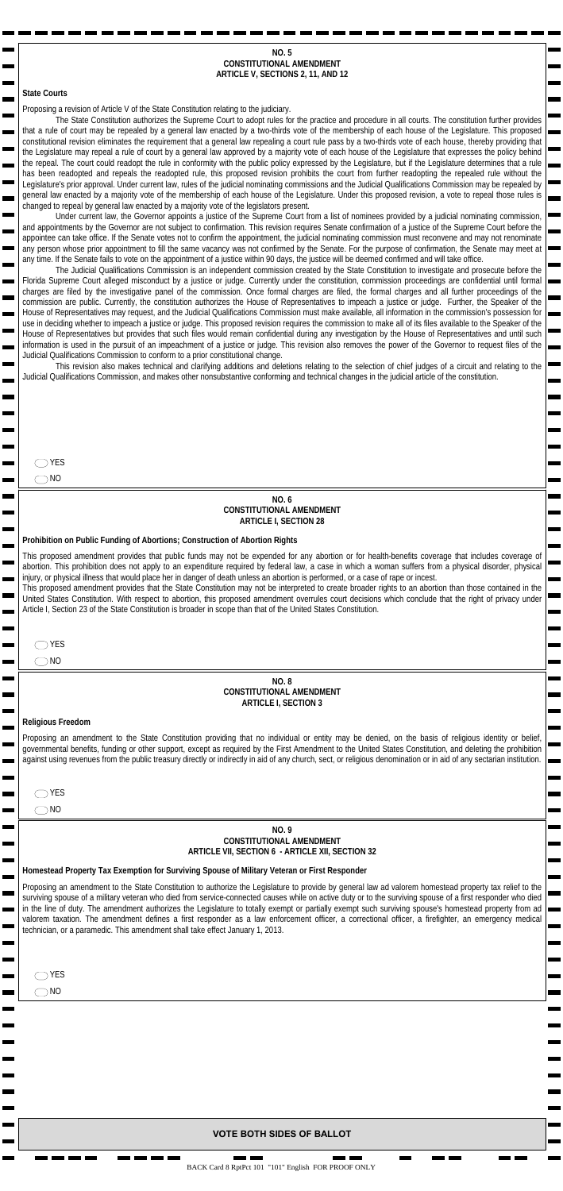### NO. 5
### CONSTITUTIONAL AMENDMENT
### ARTICLE V, SECTIONS 2, 11, AND 12

**State Courts**

Proposing a revision of Article V of the State Constitution relating to the judiciary.

The State Constitution authorizes the Supreme Court to adopt rules for the practice and procedure in all courts. The constitution further provides that a rule of court may be repealed by a general law enacted by a two-thirds vote of the membership of each house of the Legislature. This proposed constitutional revision eliminates the requirement that a general law repealing a court rule pass by a two-thirds vote of each house, thereby providing that the Legislature may repeal a rule of court by a general law approved by a majority vote of each house of the Legislature that expresses the policy behind the repeal. The court could readopt the rule in conformity with the public policy expressed by the Legislature, but if the Legislature determines that a rule has been readopted and repeals the readopted rule, this proposed revision prohibits the court from further readopting the repealed rule without the Legislature's prior approval. Under current law, rules of the judicial nominating commissions and the Judicial Qualifications Commission may be repealed by general law enacted by a majority vote of the membership of each house of the Legislature. Under this proposed revision, a vote to repeal those rules is changed to repeal by general law enacted by a majority vote of the legislators present.

Under current law, the Governor appoints a justice of the Supreme Court from a list of nominees provided by a judicial nominating commission, and appointments by the Governor are not subject to confirmation. This revision requires Senate confirmation of a justice of the Supreme Court before the appointee can take office. If the Senate votes not to confirm the appointment, the judicial nominating commission must reconvene and may not renominate any person whose prior appointment to fill the same vacancy was not confirmed by the Senate. For the purpose of confirmation, the Senate may meet at any time. If the Senate fails to vote on the appointment of a justice within 90 days, the justice will be deemed confirmed and will take office.

The Judicial Qualifications Commission is an independent commission created by the State Constitution to investigate and prosecute before the Florida Supreme Court alleged misconduct by a justice or judge. Currently under the constitution, commission proceedings are confidential until formal charges are filed by the investigative panel of the commission. Once formal charges are filed, the formal charges and all further proceedings of the commission are public. Currently, the constitution authorizes the House of Representatives to impeach a justice or judge. Further, the Speaker of the House of Representatives may request, and the Judicial Qualifications Commission must make available, all information in the commission's possession for use in deciding whether to impeach a justice or judge. This proposed revision requires the commission to make all of its files available to the Speaker of the House of Representatives but provides that such files would remain confidential during any investigation by the House of Representatives and until such information is used in the pursuit of an impeachment of a justice or judge. This revision also removes the power of the Governor to request files of the Judicial Qualifications Commission to conform to a prior constitutional change.

This revision also makes technical and clarifying additions and deletions relating to the selection of chief judges of a circuit and relating to the Judicial Qualifications Commission, and makes other nonsubstantive conforming and technical changes in the judicial article of the constitution.

◯ YES

◯ NO

### NO. 6
### CONSTITUTIONAL AMENDMENT
### ARTICLE I, SECTION 28

**Prohibition on Public Funding of Abortions; Construction of Abortion Rights**

This proposed amendment provides that public funds may not be expended for any abortion or for health-benefits coverage that includes coverage of abortion. This prohibition does not apply to an expenditure required by federal law, a case in which a woman suffers from a physical disorder, physical injury, or physical illness that would place her in danger of death unless an abortion is performed, or a case of rape or incest.

This proposed amendment provides that the State Constitution may not be interpreted to create broader rights to an abortion than those contained in the United States Constitution. With respect to abortion, this proposed amendment overrules court decisions which conclude that the right of privacy under Article I, Section 23 of the State Constitution is broader in scope than that of the United States Constitution.

◯ YES

◯ NO

### NO. 8
### CONSTITUTIONAL AMENDMENT
### ARTICLE I, SECTION 3

**Religious Freedom**

Proposing an amendment to the State Constitution providing that no individual or entity may be denied, on the basis of religious identity or belief, governmental benefits, funding or other support, except as required by the First Amendment to the United States Constitution, and deleting the prohibition against using revenues from the public treasury directly or indirectly in aid of any church, sect, or religious denomination or in aid of any sectarian institution.

◯ YES

◯ NO

### NO. 9
### CONSTITUTIONAL AMENDMENT
### ARTICLE VII, SECTION 6 - ARTICLE XII, SECTION 32

**Homestead Property Tax Exemption for Surviving Spouse of Military Veteran or First Responder**

Proposing an amendment to the State Constitution to authorize the Legislature to provide by general law ad valorem homestead property tax relief to the surviving spouse of a military veteran who died from service-connected causes while on active duty or to the surviving spouse of a first responder who died in the line of duty. The amendment authorizes the Legislature to totally exempt or partially exempt such surviving spouse's homestead property from ad valorem taxation. The amendment defines a first responder as a law enforcement officer, a correctional officer, a firefighter, an emergency medical technician, or a paramedic. This amendment shall take effect January 1, 2013.

◯ YES

◯ NO

**VOTE BOTH SIDES OF BALLOT**

BACK Card 8 RptPct 101 "101" English FOR PROOF ONLY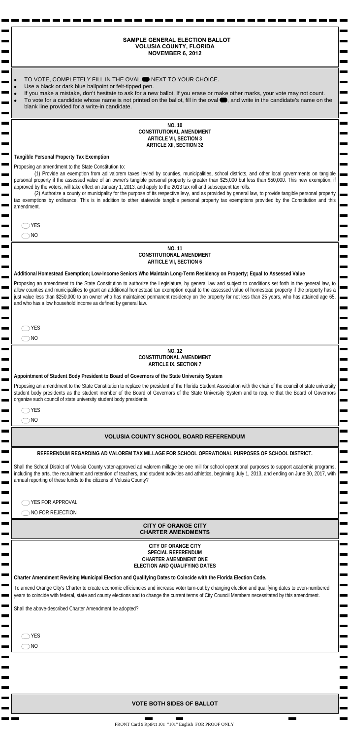# SAMPLE GENERAL ELECTION BALLOT
## VOLUSIA COUNTY, FLORIDA
## NOVEMBER 6, 2012

- TO VOTE, COMPLETELY FILL IN THE OVAL ⬬ NEXT TO YOUR CHOICE.
- Use a black or dark blue ballpoint or felt-tipped pen.
- If you make a mistake, don't hesitate to ask for a new ballot. If you erase or make other marks, your vote may not count.
- To vote for a candidate whose name is not printed on the ballot, fill in the oval ⬬, and write in the candidate's name on the blank line provided for a write-in candidate.

### NO. 10
### CONSTITUTIONAL AMENDMENT
### ARTICLE VII, SECTION 3
### ARTICLE XII, SECTION 32

**Tangible Personal Property Tax Exemption**

Proposing an amendment to the State Constitution to:

(1) Provide an exemption from ad valorem taxes levied by counties, municipalities, school districts, and other local governments on tangible personal property if the assessed value of an owner's tangible personal property is greater than $25,000 but less than $50,000. This new exemption, if approved by the voters, will take effect on January 1, 2013, and apply to the 2013 tax roll and subsequent tax rolls.

(2) Authorize a county or municipality for the purpose of its respective levy, and as provided by general law, to provide tangible personal property tax exemptions by ordinance. This is in addition to other statewide tangible personal property tax exemptions provided by the Constitution and this amendment.

◯ YES

◯ NO

### NO. 11
### CONSTITUTIONAL AMENDMENT
### ARTICLE VII, SECTION 6

**Additional Homestead Exemption; Low-Income Seniors Who Maintain Long-Term Residency on Property; Equal to Assessed Value**

Proposing an amendment to the State Constitution to authorize the Legislature, by general law and subject to conditions set forth in the general law, to allow counties and municipalities to grant an additional homestead tax exemption equal to the assessed value of homestead property if the property has a just value less than $250,000 to an owner who has maintained permanent residency on the property for not less than 25 years, who has attained age 65, and who has a low household income as defined by general law.

◯ YES

◯ NO

### NO. 12
### CONSTITUTIONAL AMENDMENT
### ARTICLE IX, SECTION 7

**Appointment of Student Body President to Board of Governors of the State University System**

Proposing an amendment to the State Constitution to replace the president of the Florida Student Association with the chair of the council of state university student body presidents as the student member of the Board of Governors of the State University System and to require that the Board of Governors organize such council of state university student body presidents.

◯ YES

◯ NO

## VOLUSIA COUNTY SCHOOL BOARD REFERENDUM

**REFERENDUM REGARDING AD VALOREM TAX MILLAGE FOR SCHOOL OPERATIONAL PURPOSES OF SCHOOL DISTRICT.**

Shall the School District of Volusia County voter-approved ad valorem millage be one mill for school operational purposes to support academic programs, including the arts, the recruitment and retention of teachers, and student activities and athletics, beginning July 1, 2013, and ending on June 30, 2017, with annual reporting of these funds to the citizens of Volusia County?

◯ YES FOR APPROVAL

◯ NO FOR REJECTION

## CITY OF ORANGE CITY
## CHARTER AMENDMENTS

### CITY OF ORANGE CITY
### SPECIAL REFERENDUM
### CHARTER AMENDMENT ONE
### ELECTION AND QUALIFYING DATES

**Charter Amendment Revising Municipal Election and Qualifying Dates to Coincide with the Florida Election Code.**

To amend Orange City's Charter to create economic efficiencies and increase voter turn-out by changing election and qualifying dates to even-numbered years to coincide with federal, state and county elections and to change the current terms of City Council Members necessitated by this amendment.

Shall the above-described Charter Amendment be adopted?

◯ YES

◯ NO

## VOTE BOTH SIDES OF BALLOT

FRONT Card 9 RptPct 101 "101" English FOR PROOF ONLY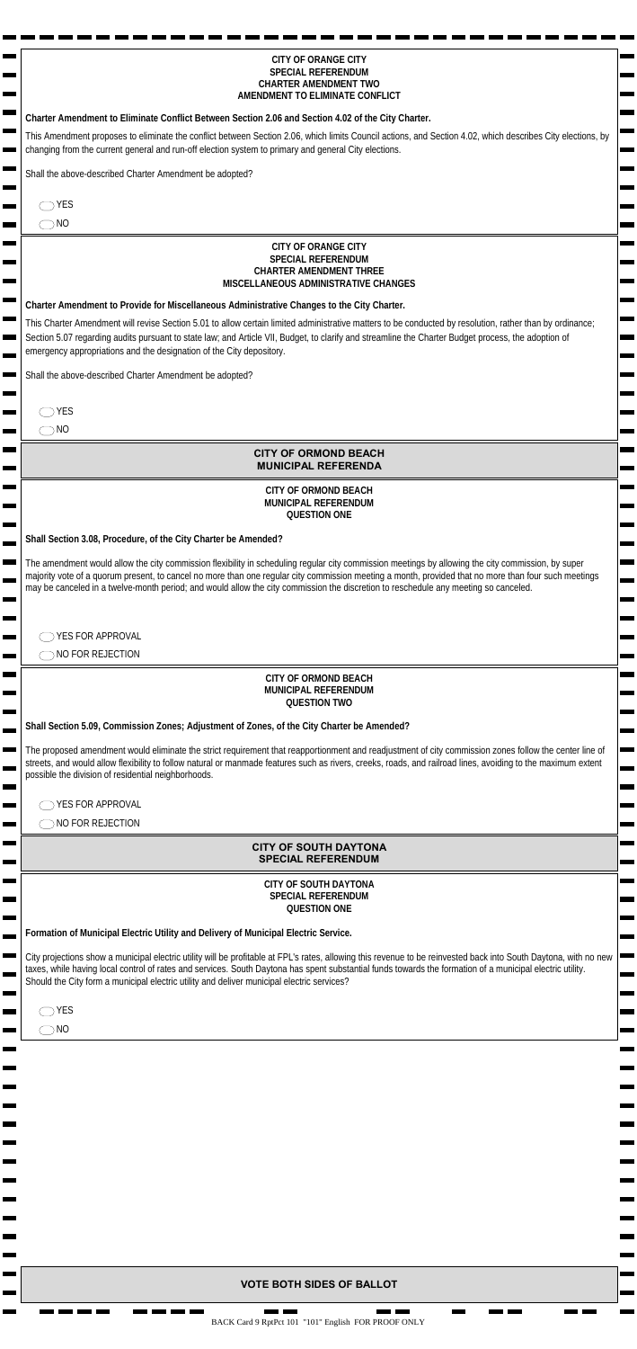**CITY OF ORANGE CITY**
**SPECIAL REFERENDUM**
**CHARTER AMENDMENT TWO**
**AMENDMENT TO ELIMINATE CONFLICT**

**Charter Amendment to Eliminate Conflict Between Section 2.06 and Section 4.02 of the City Charter.**

This Amendment proposes to eliminate the conflict between Section 2.06, which limits Council actions, and Section 4.02, which describes City elections, by changing from the current general and run-off election system to primary and general City elections.

Shall the above-described Charter Amendment be adopted?

- YES
- NO

**CITY OF ORANGE CITY**
**SPECIAL REFERENDUM**
**CHARTER AMENDMENT THREE**
**MISCELLANEOUS ADMINISTRATIVE CHANGES**

**Charter Amendment to Provide for Miscellaneous Administrative Changes to the City Charter.**

This Charter Amendment will revise Section 5.01 to allow certain limited administrative matters to be conducted by resolution, rather than by ordinance; Section 5.07 regarding audits pursuant to state law; and Article VII, Budget, to clarify and streamline the Charter Budget process, the adoption of emergency appropriations and the designation of the City depository.

Shall the above-described Charter Amendment be adopted?

- YES
- NO

## CITY OF ORMOND BEACH MUNICIPAL REFERENDA

**CITY OF ORMOND BEACH**
**MUNICIPAL REFERENDUM**
**QUESTION ONE**

**Shall Section 3.08, Procedure, of the City Charter be Amended?**

The amendment would allow the city commission flexibility in scheduling regular city commission meetings by allowing the city commission, by super majority vote of a quorum present, to cancel no more than one regular city commission meeting a month, provided that no more than four such meetings may be canceled in a twelve-month period; and would allow the city commission the discretion to reschedule any meeting so canceled.

- YES FOR APPROVAL
- NO FOR REJECTION

**CITY OF ORMOND BEACH**
**MUNICIPAL REFERENDUM**
**QUESTION TWO**

**Shall Section 5.09, Commission Zones; Adjustment of Zones, of the City Charter be Amended?**

The proposed amendment would eliminate the strict requirement that reapportionment and readjustment of city commission zones follow the center line of streets, and would allow flexibility to follow natural or manmade features such as rivers, creeks, roads, and railroad lines, avoiding to the maximum extent possible the division of residential neighborhoods.

- YES FOR APPROVAL
- NO FOR REJECTION

## CITY OF SOUTH DAYTONA SPECIAL REFERENDUM

**CITY OF SOUTH DAYTONA**
**SPECIAL REFERENDUM**
**QUESTION ONE**

**Formation of Municipal Electric Utility and Delivery of Municipal Electric Service.**

City projections show a municipal electric utility will be profitable at FPL's rates, allowing this revenue to be reinvested back into South Daytona, with no new taxes, while having local control of rates and services. South Daytona has spent substantial funds towards the formation of a municipal electric utility. Should the City form a municipal electric utility and deliver municipal electric services?

- YES
- NO

**VOTE BOTH SIDES OF BALLOT**

BACK Card 9 RptPct 101 "101" English FOR PROOF ONLY